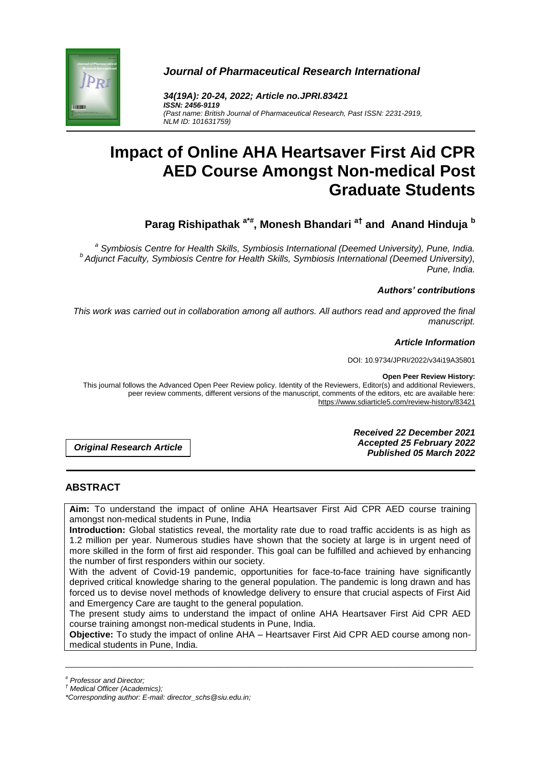*Journal of Pharmaceutical Research International*

*34(19A): 20-24, 2022; Article no.JPRI.83421*
***ISSN: 2456-9119***
*(Past name: British Journal of Pharmaceutical Research, Past ISSN: 2231-2919, NLM ID: 101631759)*

# Impact of Online AHA Heartsaver First Aid CPR AED Course Amongst Non-medical Post Graduate Students

**Parag Rishipathak [a*#], Monesh Bhandari [a†] and Anand Hinduja [b]**

*[a] Symbiosis Centre for Health Skills, Symbiosis International (Deemed University), Pune, India.*
*[b] Adjunct Faculty, Symbiosis Centre for Health Skills, Symbiosis International (Deemed University), Pune, India.*

***Authors' contributions***

*This work was carried out in collaboration among all authors. All authors read and approved the final manuscript.*

***Article Information***

DOI: 10.9734/JPRI/2022/v34i19A35801

**Open Peer Review History:**
This journal follows the Advanced Open Peer Review policy. Identity of the Reviewers, Editor(s) and additional Reviewers, peer review comments, different versions of the manuscript, comments of the editors, etc are available here: https://www.sdiarticle5.com/review-history/83421

***Original Research Article***

***Received 22 December 2021***
***Accepted 25 February 2022***
***Published 05 March 2022***

## ABSTRACT

**Aim:** To understand the impact of online AHA Heartsaver First Aid CPR AED course training amongst non-medical students in Pune, India

**Introduction:** Global statistics reveal, the mortality rate due to road traffic accidents is as high as 1.2 million per year. Numerous studies have shown that the society at large is in urgent need of more skilled in the form of first aid responder. This goal can be fulfilled and achieved by enhancing the number of first responders within our society.

With the advent of Covid-19 pandemic, opportunities for face-to-face training have significantly deprived critical knowledge sharing to the general population. The pandemic is long drawn and has forced us to devise novel methods of knowledge delivery to ensure that crucial aspects of First Aid and Emergency Care are taught to the general population.

The present study aims to understand the impact of online AHA Heartsaver First Aid CPR AED course training amongst non-medical students in Pune, India.

**Objective:** To study the impact of online AHA – Heartsaver First Aid CPR AED course among non-medical students in Pune, India.

---

*[#] Professor and Director;*
*[†] Medical Officer (Academics);*
*\*Corresponding author: E-mail: director_schs@siu.edu.in;*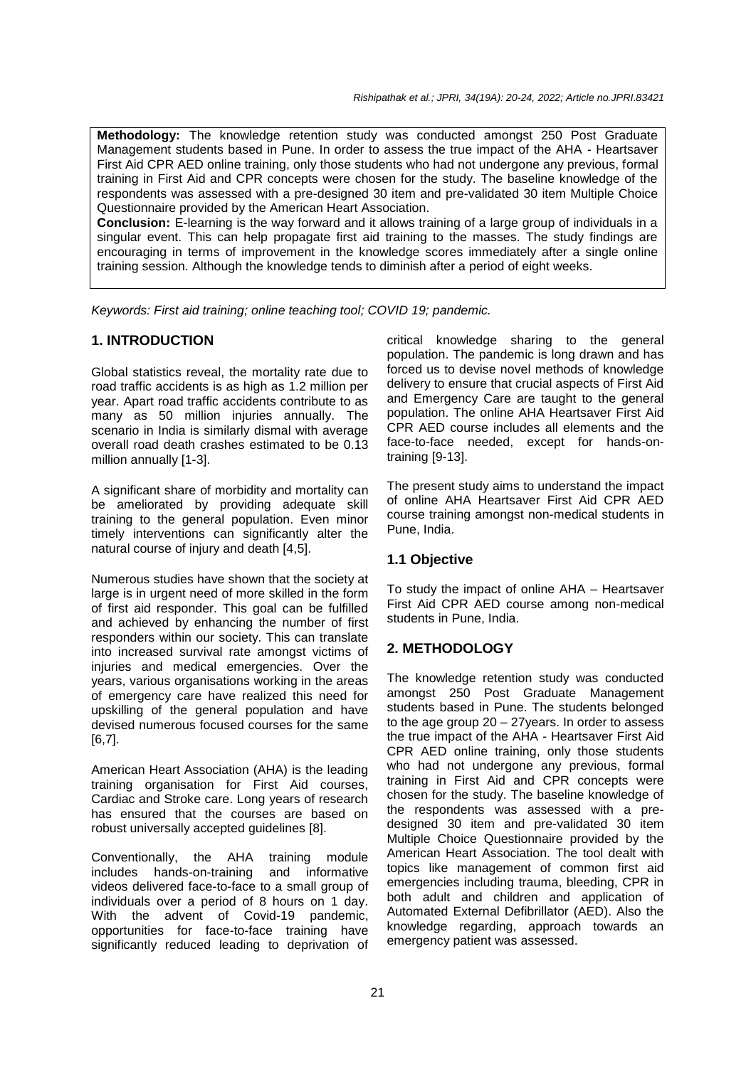**Methodology:** The knowledge retention study was conducted amongst 250 Post Graduate Management students based in Pune. In order to assess the true impact of the AHA - Heartsaver First Aid CPR AED online training, only those students who had not undergone any previous, formal training in First Aid and CPR concepts were chosen for the study. The baseline knowledge of the respondents was assessed with a pre-designed 30 item and pre-validated 30 item Multiple Choice Questionnaire provided by the American Heart Association.

**Conclusion:** E-learning is the way forward and it allows training of a large group of individuals in a singular event. This can help propagate first aid training to the masses. The study findings are encouraging in terms of improvement in the knowledge scores immediately after a single online training session. Although the knowledge tends to diminish after a period of eight weeks.

*Keywords: First aid training; online teaching tool; COVID 19; pandemic.*

## 1. INTRODUCTION

Global statistics reveal, the mortality rate due to road traffic accidents is as high as 1.2 million per year. Apart road traffic accidents contribute to as many as 50 million injuries annually. The scenario in India is similarly dismal with average overall road death crashes estimated to be 0.13 million annually [1-3].

A significant share of morbidity and mortality can be ameliorated by providing adequate skill training to the general population. Even minor timely interventions can significantly alter the natural course of injury and death [4,5].

Numerous studies have shown that the society at large is in urgent need of more skilled in the form of first aid responder. This goal can be fulfilled and achieved by enhancing the number of first responders within our society. This can translate into increased survival rate amongst victims of injuries and medical emergencies. Over the years, various organisations working in the areas of emergency care have realized this need for upskilling of the general population and have devised numerous focused courses for the same [6,7].

American Heart Association (AHA) is the leading training organisation for First Aid courses, Cardiac and Stroke care. Long years of research has ensured that the courses are based on robust universally accepted guidelines [8].

Conventionally, the AHA training module includes hands-on-training and informative videos delivered face-to-face to a small group of individuals over a period of 8 hours on 1 day. With the advent of Covid-19 pandemic, opportunities for face-to-face training have significantly reduced leading to deprivation of critical knowledge sharing to the general population. The pandemic is long drawn and has forced us to devise novel methods of knowledge delivery to ensure that crucial aspects of First Aid and Emergency Care are taught to the general population. The online AHA Heartsaver First Aid CPR AED course includes all elements and the face-to-face needed, except for hands-on-training [9-13].

The present study aims to understand the impact of online AHA Heartsaver First Aid CPR AED course training amongst non-medical students in Pune, India.

### 1.1 Objective

To study the impact of online AHA – Heartsaver First Aid CPR AED course among non-medical students in Pune, India.

## 2. METHODOLOGY

The knowledge retention study was conducted amongst 250 Post Graduate Management students based in Pune. The students belonged to the age group 20 – 27years. In order to assess the true impact of the AHA - Heartsaver First Aid CPR AED online training, only those students who had not undergone any previous, formal training in First Aid and CPR concepts were chosen for the study. The baseline knowledge of the respondents was assessed with a pre-designed 30 item and pre-validated 30 item Multiple Choice Questionnaire provided by the American Heart Association. The tool dealt with topics like management of common first aid emergencies including trauma, bleeding, CPR in both adult and children and application of Automated External Defibrillator (AED). Also the knowledge regarding, approach towards an emergency patient was assessed.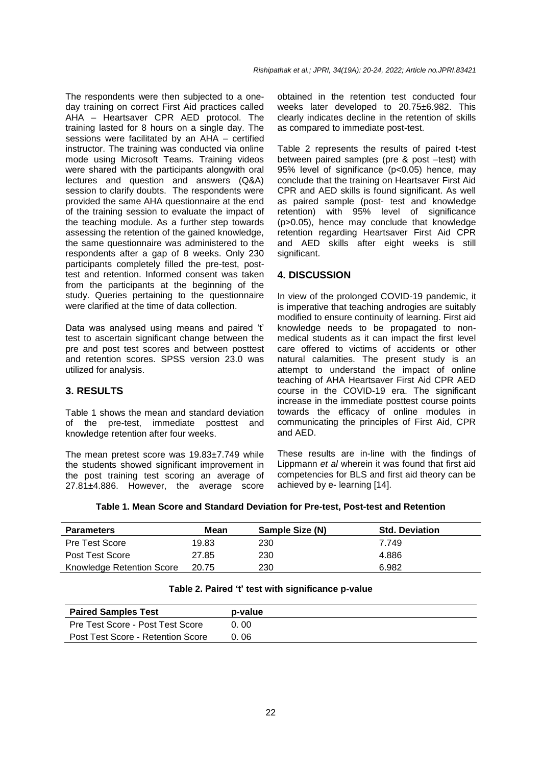The respondents were then subjected to a one-day training on correct First Aid practices called AHA – Heartsaver CPR AED protocol. The training lasted for 8 hours on a single day. The sessions were facilitated by an AHA – certified instructor. The training was conducted via online mode using Microsoft Teams. Training videos were shared with the participants alongwith oral lectures and question and answers (Q&A) session to clarify doubts. The respondents were provided the same AHA questionnaire at the end of the training session to evaluate the impact of the teaching module. As a further step towards assessing the retention of the gained knowledge, the same questionnaire was administered to the respondents after a gap of 8 weeks. Only 230 participants completely filled the pre-test, post-test and retention. Informed consent was taken from the participants at the beginning of the study. Queries pertaining to the questionnaire were clarified at the time of data collection.

Data was analysed using means and paired 't' test to ascertain significant change between the pre and post test scores and between posttest and retention scores. SPSS version 23.0 was utilized for analysis.

## 3. RESULTS

Table 1 shows the mean and standard deviation of the pre-test, immediate posttest and knowledge retention after four weeks.

The mean pretest score was 19.83±7.749 while the students showed significant improvement in the post training test scoring an average of 27.81±4.886. However, the average score obtained in the retention test conducted four weeks later developed to 20.75±6.982. This clearly indicates decline in the retention of skills as compared to immediate post-test.

Table 2 represents the results of paired t-test between paired samples (pre & post –test) with 95% level of significance ($p<0.05$) hence, may conclude that the training on Heartsaver First Aid CPR and AED skills is found significant. As well as paired sample (post- test and knowledge retention) with 95% level of significance ($p>0.05$), hence may conclude that knowledge retention regarding Heartsaver First Aid CPR and AED skills after eight weeks is still significant.

## 4. DISCUSSION

In view of the prolonged COVID-19 pandemic, it is imperative that teaching androgies are suitably modified to ensure continuity of learning. First aid knowledge needs to be propagated to non-medical students as it can impact the first level care offered to victims of accidents or other natural calamities. The present study is an attempt to understand the impact of online teaching of AHA Heartsaver First Aid CPR AED course in the COVID-19 era. The significant increase in the immediate posttest course points towards the efficacy of online modules in communicating the principles of First Aid, CPR and AED.

These results are in-line with the findings of Lippmann *et al* wherein it was found that first aid competencies for BLS and first aid theory can be achieved by e- learning [14].

**Table 1. Mean Score and Standard Deviation for Pre-test, Post-test and Retention**

| Parameters | Mean | Sample Size (N) | Std. Deviation |
|---|---|---|---|
| Pre Test Score | 19.83 | 230 | 7.749 |
| Post Test Score | 27.85 | 230 | 4.886 |
| Knowledge Retention Score | 20.75 | 230 | 6.982 |

**Table 2. Paired 't' test with significance p-value**

| Paired Samples Test | p-value |
|---|---|
| Pre Test Score - Post Test Score | 0. 00 |
| Post Test Score - Retention Score | 0. 06 |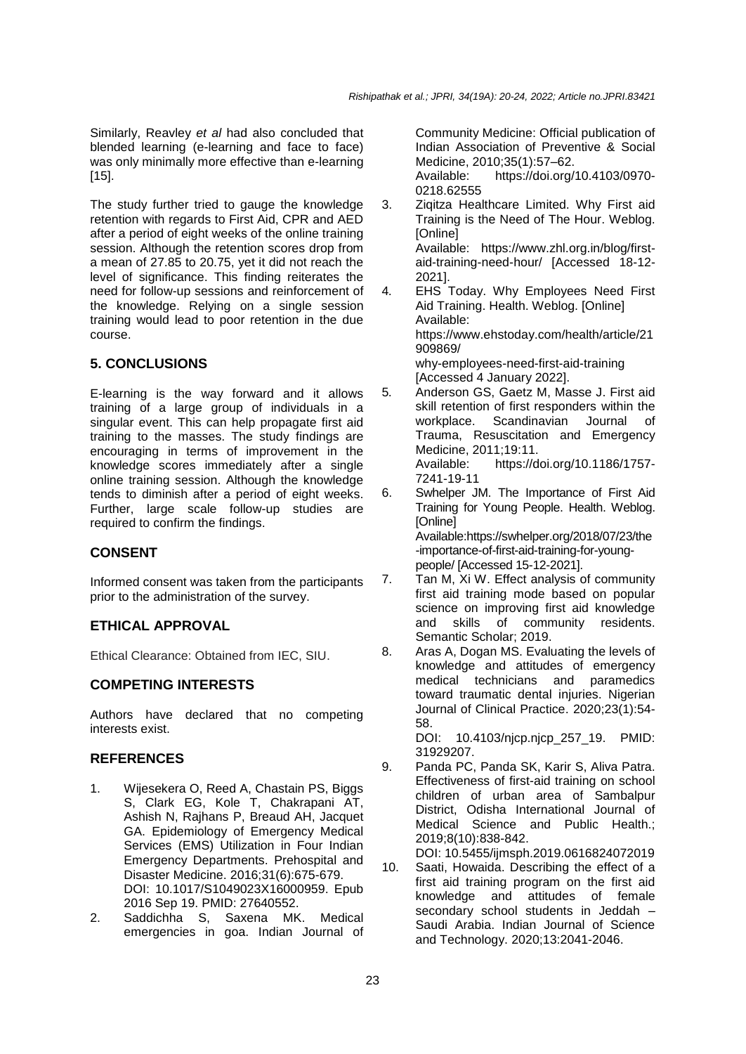Similarly, Reavley *et al* had also concluded that blended learning (e-learning and face to face) was only minimally more effective than e-learning [15].

The study further tried to gauge the knowledge retention with regards to First Aid, CPR and AED after a period of eight weeks of the online training session. Although the retention scores drop from a mean of 27.85 to 20.75, yet it did not reach the level of significance. This finding reiterates the need for follow-up sessions and reinforcement of the knowledge. Relying on a single session training would lead to poor retention in the due course.

## 5. CONCLUSIONS

E-learning is the way forward and it allows training of a large group of individuals in a singular event. This can help propagate first aid training to the masses. The study findings are encouraging in terms of improvement in the knowledge scores immediately after a single online training session. Although the knowledge tends to diminish after a period of eight weeks. Further, large scale follow-up studies are required to confirm the findings.

## CONSENT

Informed consent was taken from the participants prior to the administration of the survey.

## ETHICAL APPROVAL

Ethical Clearance: Obtained from IEC, SIU.

## COMPETING INTERESTS

Authors have declared that no competing interests exist.

## REFERENCES

1. Wijesekera O, Reed A, Chastain PS, Biggs S, Clark EG, Kole T, Chakrapani AT, Ashish N, Rajhans P, Breaud AH, Jacquet GA. Epidemiology of Emergency Medical Services (EMS) Utilization in Four Indian Emergency Departments. Prehospital and Disaster Medicine. 2016;31(6):675-679. DOI: 10.1017/S1049023X16000959. Epub 2016 Sep 19. PMID: 27640552.
2. Saddichha S, Saxena MK. Medical emergencies in goa. Indian Journal of Community Medicine: Official publication of Indian Association of Preventive & Social Medicine, 2010;35(1):57–62. Available: https://doi.org/10.4103/0970-0218.62555
3. Ziqitza Healthcare Limited. Why First aid Training is the Need of The Hour. Weblog. [Online] Available: https://www.zhl.org.in/blog/first-aid-training-need-hour/ [Accessed 18-12-2021].
4. EHS Today. Why Employees Need First Aid Training. Health. Weblog. [Online] Available: https://www.ehstoday.com/health/article/21909869/why-employees-need-first-aid-training [Accessed 4 January 2022].
5. Anderson GS, Gaetz M, Masse J. First aid skill retention of first responders within the workplace. Scandinavian Journal of Trauma, Resuscitation and Emergency Medicine, 2011;19:11. Available: https://doi.org/10.1186/1757-7241-19-11
6. Swhelper JM. The Importance of First Aid Training for Young People. Health. Weblog. [Online] Available:https://swhelper.org/2018/07/23/the-importance-of-first-aid-training-for-young-people/ [Accessed 15-12-2021].
7. Tan M, Xi W. Effect analysis of community first aid training mode based on popular science on improving first aid knowledge and skills of community residents. Semantic Scholar; 2019.
8. Aras A, Dogan MS. Evaluating the levels of knowledge and attitudes of emergency medical technicians and paramedics toward traumatic dental injuries. Nigerian Journal of Clinical Practice. 2020;23(1):54-58. DOI: 10.4103/njcp.njcp_257_19. PMID: 31929207.
9. Panda PC, Panda SK, Karir S, Aliva Patra. Effectiveness of first-aid training on school children of urban area of Sambalpur District, Odisha International Journal of Medical Science and Public Health.; 2019;8(10):838-842. DOI: 10.5455/ijmsph.2019.0616824072019
10. Saati, Howaida. Describing the effect of a first aid training program on the first aid knowledge and attitudes of female secondary school students in Jeddah – Saudi Arabia. Indian Journal of Science and Technology. 2020;13:2041-2046.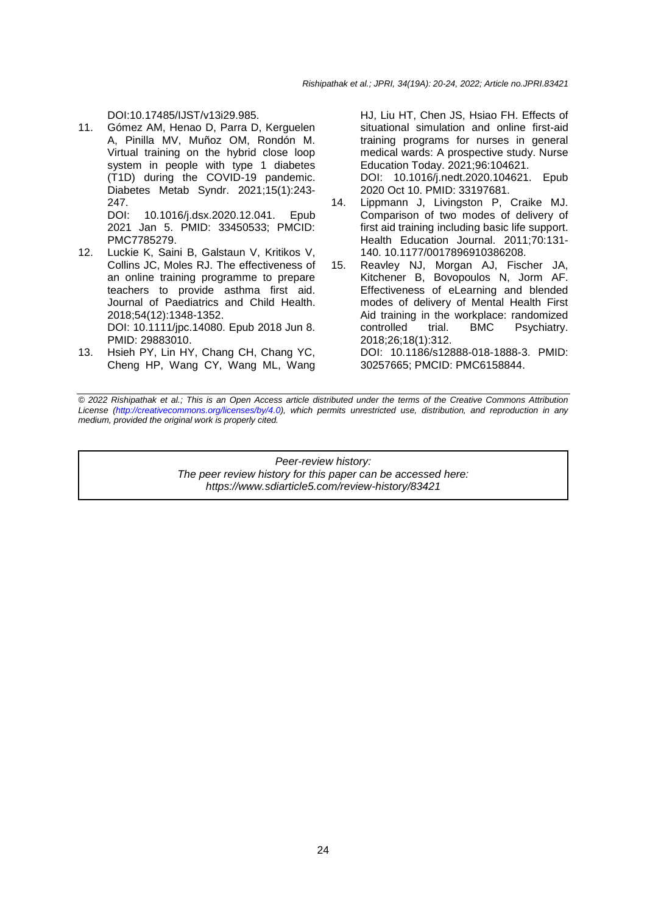DOI:10.17485/IJST/v13i29.985.

11. Gómez AM, Henao D, Parra D, Kerguelen A, Pinilla MV, Muñoz OM, Rondón M. Virtual training on the hybrid close loop system in people with type 1 diabetes (T1D) during the COVID-19 pandemic. Diabetes Metab Syndr. 2021;15(1):243-247.
DOI: 10.1016/j.dsx.2020.12.041. Epub 2021 Jan 5. PMID: 33450533; PMCID: PMC7785279.
12. Luckie K, Saini B, Galstaun V, Kritikos V, Collins JC, Moles RJ. The effectiveness of an online training programme to prepare teachers to provide asthma first aid. Journal of Paediatrics and Child Health. 2018;54(12):1348-1352.
DOI: 10.1111/jpc.14080. Epub 2018 Jun 8. PMID: 29883010.
13. Hsieh PY, Lin HY, Chang CH, Chang YC, Cheng HP, Wang CY, Wang ML, Wang HJ, Liu HT, Chen JS, Hsiao FH. Effects of situational simulation and online first-aid training programs for nurses in general medical wards: A prospective study. Nurse Education Today. 2021;96:104621.
DOI: 10.1016/j.nedt.2020.104621. Epub 2020 Oct 10. PMID: 33197681.
14. Lippmann J, Livingston P, Craike MJ. Comparison of two modes of delivery of first aid training including basic life support. Health Education Journal. 2011;70:131-140. 10.1177/0017896910386208.
15. Reavley NJ, Morgan AJ, Fischer JA, Kitchener B, Bovopoulos N, Jorm AF. Effectiveness of eLearning and blended modes of delivery of Mental Health First Aid training in the workplace: randomized controlled trial. BMC Psychiatry. 2018;26;18(1):312.
DOI: 10.1186/s12888-018-1888-3. PMID: 30257665; PMCID: PMC6158844.

---

*© 2022 Rishipathak et al.; This is an Open Access article distributed under the terms of the Creative Commons Attribution License (http://creativecommons.org/licenses/by/4.0), which permits unrestricted use, distribution, and reproduction in any medium, provided the original work is properly cited.*

*Peer-review history:*
*The peer review history for this paper can be accessed here:*
*https://www.sdiarticle5.com/review-history/83421*